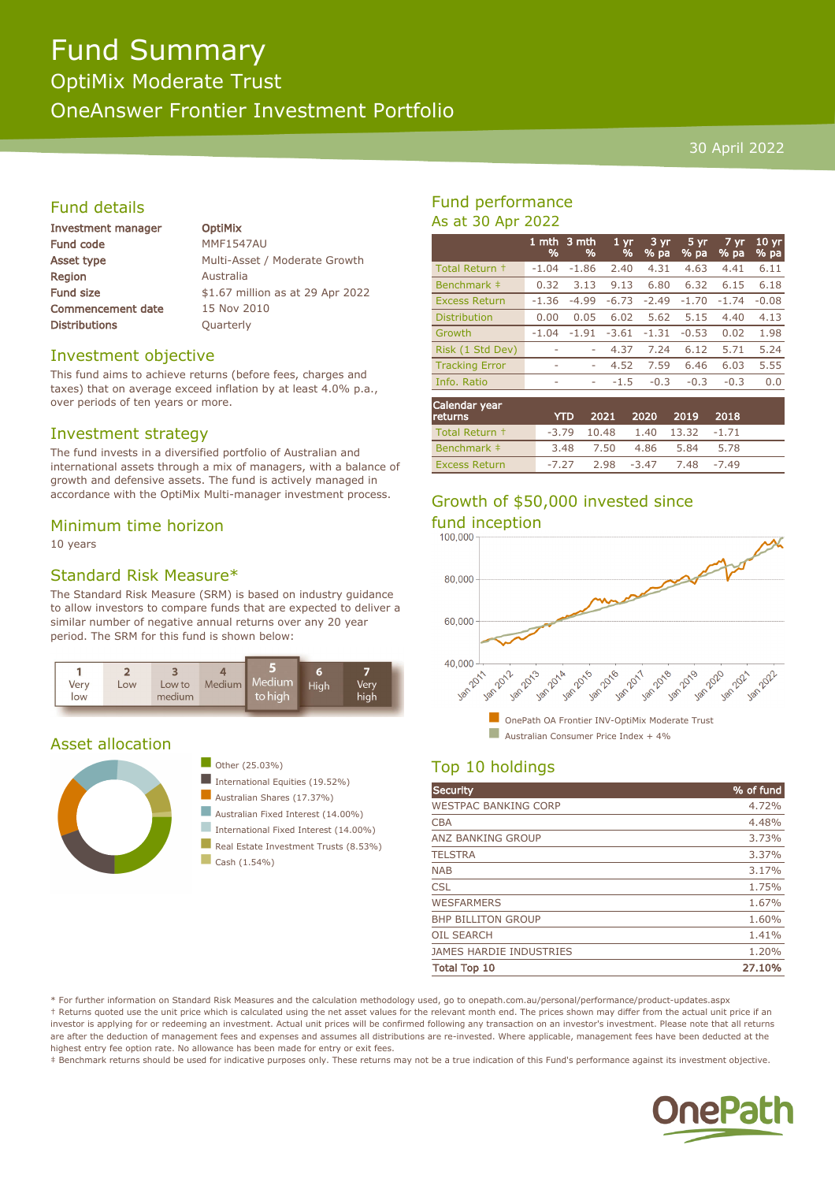# Fund Summary

## OptiMix Moderate Trust

## OneAnswer Frontier Investment Portfolio

30 April 2022

## Fund details

| | |
|---|---|
| **Investment manager** | **OptiMix** |
| **Fund code** | MMF1547AU |
| **Asset type** | Multi-Asset / Moderate Growth |
| **Region** | Australia |
| **Fund size** | $1.67 million as at 29 Apr 2022 |
| **Commencement date** | 15 Nov 2010 |
| **Distributions** | Quarterly |

## Investment objective

This fund aims to achieve returns (before fees, charges and taxes) that on average exceed inflation by at least 4.0% p.a., over periods of ten years or more.

## Investment strategy

The fund invests in a diversified portfolio of Australian and international assets through a mix of managers, with a balance of growth and defensive assets. The fund is actively managed in accordance with the OptiMix Multi-manager investment process.

## Minimum time horizon

10 years

## Standard Risk Measure*

The Standard Risk Measure (SRM) is based on industry guidance to allow investors to compare funds that are expected to deliver a similar number of negative annual returns over any 20 year period. The SRM for this fund is shown below:

| 1 | 2 | 3 | 4 | **5** | 6 | 7 |
|---|---|---|---|---|---|---|
| Very low | Low | Low to medium | Medium | **Medium to high** | High | Very high |

## Asset allocation

- Other (25.03%)
- International Equities (19.52%)
- Australian Shares (17.37%)
- Australian Fixed Interest (14.00%)
- International Fixed Interest (14.00%)
- Real Estate Investment Trusts (8.53%)
- Cash (1.54%)

## Fund performance

### As at 30 Apr 2022

| | 1 mth % | 3 mth % | 1 yr % | 3 yr % pa | 5 yr % pa | 7 yr % pa | 10 yr % pa |
|---|---|---|---|---|---|---|---|
| Total Return † | -1.04 | -1.86 | 2.40 | 4.31 | 4.63 | 4.41 | 6.11 |
| Benchmark ‡ | 0.32 | 3.13 | 9.13 | 6.80 | 6.32 | 6.15 | 6.18 |
| Excess Return | -1.36 | -4.99 | -6.73 | -2.49 | -1.70 | -1.74 | -0.08 |
| Distribution | 0.00 | 0.05 | 6.02 | 5.62 | 5.15 | 4.40 | 4.13 |
| Growth | -1.04 | -1.91 | -3.61 | -1.31 | -0.53 | 0.02 | 1.98 |
| Risk (1 Std Dev) | - | - | 4.37 | 7.24 | 6.12 | 5.71 | 5.24 |
| Tracking Error | - | - | 4.52 | 7.59 | 6.46 | 6.03 | 5.55 |
| Info. Ratio | - | - | -1.5 | -0.3 | -0.3 | -0.3 | 0.0 |

| Calendar year returns | YTD | 2021 | 2020 | 2019 | 2018 |
|---|---|---|---|---|---|
| Total Return † | -3.79 | 10.48 | 1.40 | 13.32 | -1.71 |
| Benchmark ‡ | 3.48 | 7.50 | 4.86 | 5.84 | 5.78 |
| Excess Return | -7.27 | 2.98 | -3.47 | 7.48 | -7.49 |

## Growth of $50,000 invested since fund inception

- OnePath OA Frontier INV-OptiMix Moderate Trust
- Australian Consumer Price Index + 4%

## Top 10 holdings

| Security | % of fund |
|---|---|
| WESTPAC BANKING CORP | 4.72% |
| CBA | 4.48% |
| ANZ BANKING GROUP | 3.73% |
| TELSTRA | 3.37% |
| NAB | 3.17% |
| CSL | 1.75% |
| WESFARMERS | 1.67% |
| BHP BILLITON GROUP | 1.60% |
| OIL SEARCH | 1.41% |
| JAMES HARDIE INDUSTRIES | 1.20% |
| **Total Top 10** | **27.10%** |

* For further information on Standard Risk Measures and the calculation methodology used, go to onepath.com.au/personal/performance/product-updates.aspx

† Returns quoted use the unit price which is calculated using the net asset values for the relevant month end. The prices shown may differ from the actual unit price if an investor is applying for or redeeming an investment. Actual unit prices will be confirmed following any transaction on an investor's investment. Please note that all returns are after the deduction of management fees and expenses and assumes all distributions are re-invested. Where applicable, management fees have been deducted at the highest entry fee option rate. No allowance has been made for entry or exit fees.

‡ Benchmark returns should be used for indicative purposes only. These returns may not be a true indication of this Fund's performance against its investment objective.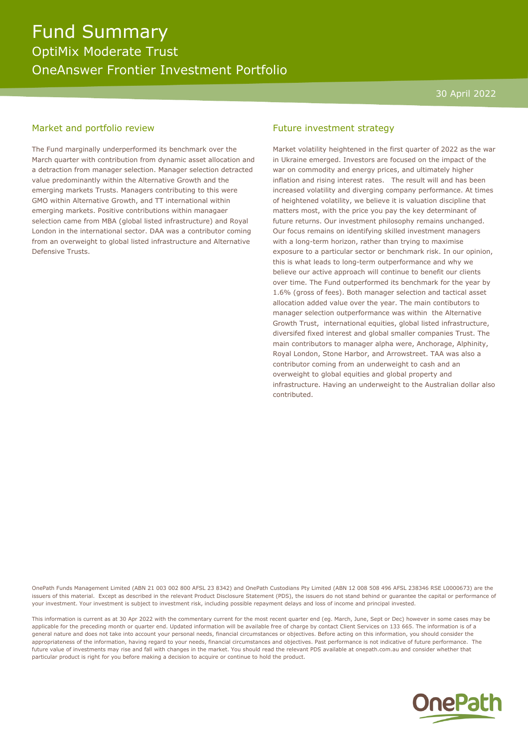# Fund Summary

## OptiMix Moderate Trust

## OneAnswer Frontier Investment Portfolio

30 April 2022

### Market and portfolio review

The Fund marginally underperformed its benchmark over the March quarter with contribution from dynamic asset allocation and a detraction from manager selection. Manager selection detracted value predominantly within the Alternative Growth and the emerging markets Trusts. Managers contributing to this were GMO within Alternative Growth, and TT international within emerging markets. Positive contributions within managaer selection came from MBA (global listed infrastructure) and Royal London in the international sector. DAA was a contributor coming from an overweight to global listed infrastructure and Alternative Defensive Trusts.

### Future investment strategy

Market volatility heightened in the first quarter of 2022 as the war in Ukraine emerged. Investors are focused on the impact of the war on commodity and energy prices, and ultimately higher inflation and rising interest rates. The result will and has been increased volatility and diverging company performance. At times of heightened volatility, we believe it is valuation discipline that matters most, with the price you pay the key determinant of future returns. Our investment philosophy remains unchanged. Our focus remains on identifying skilled investment managers with a long-term horizon, rather than trying to maximise exposure to a particular sector or benchmark risk. In our opinion, this is what leads to long-term outperformance and why we believe our active approach will continue to benefit our clients over time. The Fund outperformed its benchmark for the year by 1.6% (gross of fees). Both manager selection and tactical asset allocation added value over the year. The main contibutors to manager selection outperformance was within the Alternative Growth Trust, international equities, global listed infrastructure, diversifed fixed interest and global smaller companies Trust. The main contributors to manager alpha were, Anchorage, Alphinity, Royal London, Stone Harbor, and Arrowstreet. TAA was also a contributor coming from an underweight to cash and an overweight to global equities and global property and infrastructure. Having an underweight to the Australian dollar also contributed.

OnePath Funds Management Limited (ABN 21 003 002 800 AFSL 23 8342) and OnePath Custodians Pty Limited (ABN 12 008 508 496 AFSL 238346 RSE L0000673) are the issuers of this material. Except as described in the relevant Product Disclosure Statement (PDS), the issuers do not stand behind or guarantee the capital or performance of your investment. Your investment is subject to investment risk, including possible repayment delays and loss of income and principal invested.

This information is current as at 30 Apr 2022 with the commentary current for the most recent quarter end (eg. March, June, Sept or Dec) however in some cases may be applicable for the preceding month or quarter end. Updated information will be available free of charge by contact Client Services on 133 665. The information is of a general nature and does not take into account your personal needs, financial circumstances or objectives. Before acting on this information, you should consider the appropriateness of the information, having regard to your needs, financial circumstances and objectives. Past performance is not indicative of future performance. The future value of investments may rise and fall with changes in the market. You should read the relevant PDS available at onepath.com.au and consider whether that particular product is right for you before making a decision to acquire or continue to hold the product.

OnePath